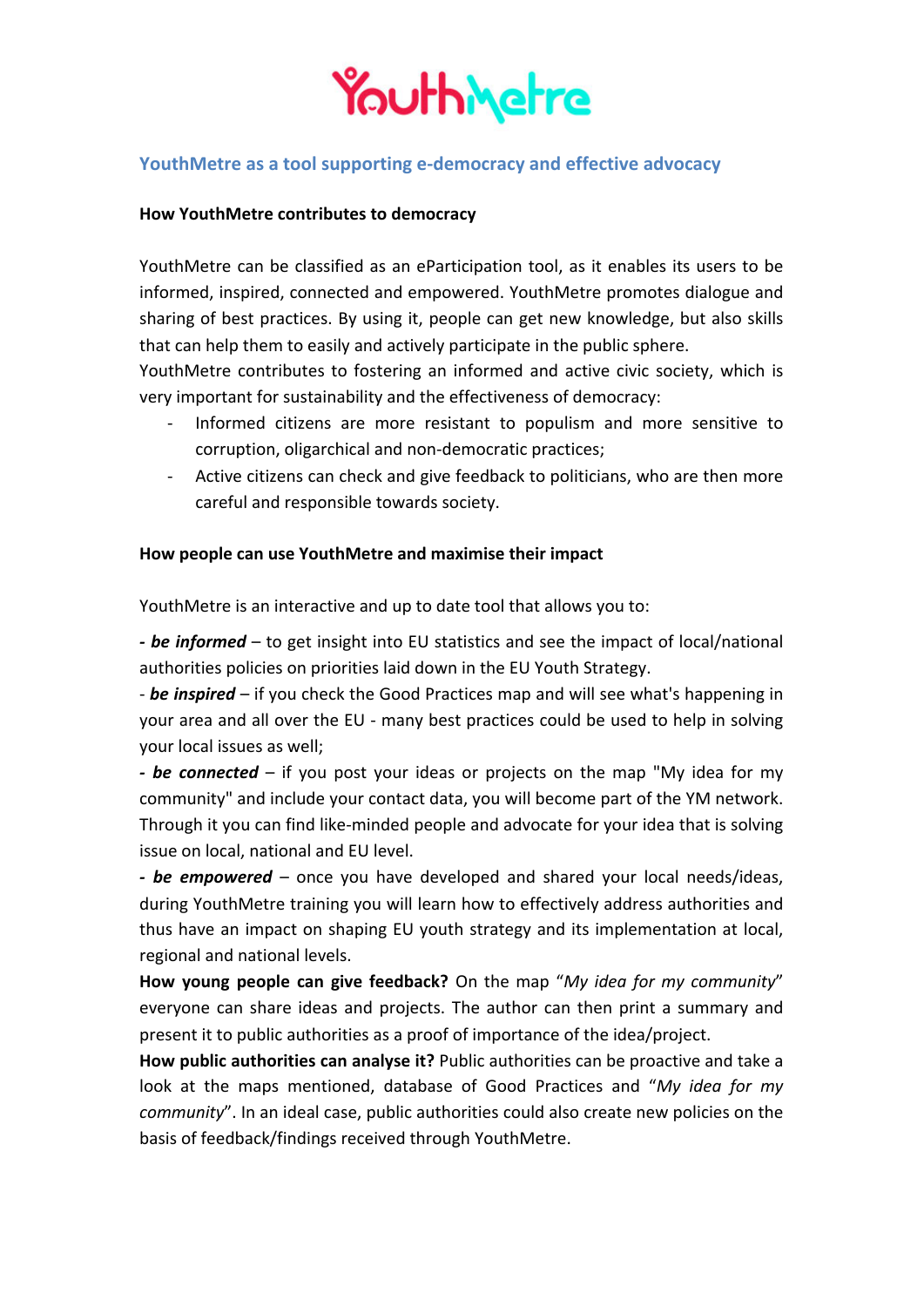# YouthMetre

## YouthMetre as a tool supporting e-democracy and effective advocacy

**How YouthMetre contributes to democracy**

YouthMetre can be classified as an eParticipation tool, as it enables its users to be informed, inspired, connected and empowered. YouthMetre promotes dialogue and sharing of best practices. By using it, people can get new knowledge, but also skills that can help them to easily and actively participate in the public sphere.
YouthMetre contributes to fostering an informed and active civic society, which is very important for sustainability and the effectiveness of democracy:

- Informed citizens are more resistant to populism and more sensitive to corruption, oligarchical and non-democratic practices;
- Active citizens can check and give feedback to politicians, who are then more careful and responsible towards society.

**How people can use YouthMetre and maximise their impact**

YouthMetre is an interactive and up to date tool that allows you to:

***- be informed*** – to get insight into EU statistics and see the impact of local/national authorities policies on priorities laid down in the EU Youth Strategy.
\- ***be inspired*** – if you check the Good Practices map and will see what's happening in your area and all over the EU - many best practices could be used to help in solving your local issues as well;
***- be connected*** – if you post your ideas or projects on the map "My idea for my community" and include your contact data, you will become part of the YM network. Through it you can find like-minded people and advocate for your idea that is solving issue on local, national and EU level.
***- be empowered*** – once you have developed and shared your local needs/ideas, during YouthMetre training you will learn how to effectively address authorities and thus have an impact on shaping EU youth strategy and its implementation at local, regional and national levels.
**How young people can give feedback?** On the map "*My idea for my community*" everyone can share ideas and projects. The author can then print a summary and present it to public authorities as a proof of importance of the idea/project.
**How public authorities can analyse it?** Public authorities can be proactive and take a look at the maps mentioned, database of Good Practices and "*My idea for my community*". In an ideal case, public authorities could also create new policies on the basis of feedback/findings received through YouthMetre.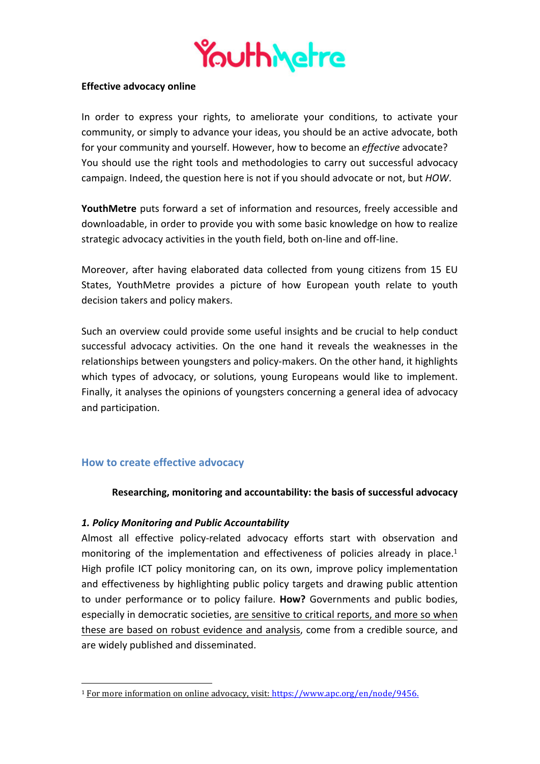**Effective advocacy online**

In order to express your rights, to ameliorate your conditions, to activate your community, or simply to advance your ideas, you should be an active advocate, both for your community and yourself. However, how to become an *effective* advocate? You should use the right tools and methodologies to carry out successful advocacy campaign. Indeed, the question here is not if you should advocate or not, but *HOW*.

**YouthMetre** puts forward a set of information and resources, freely accessible and downloadable, in order to provide you with some basic knowledge on how to realize strategic advocacy activities in the youth field, both on-line and off-line.

Moreover, after having elaborated data collected from young citizens from 15 EU States, YouthMetre provides a picture of how European youth relate to youth decision takers and policy makers.

Such an overview could provide some useful insights and be crucial to help conduct successful advocacy activities. On the one hand it reveals the weaknesses in the relationships between youngsters and policy-makers. On the other hand, it highlights which types of advocacy, or solutions, young Europeans would like to implement. Finally, it analyses the opinions of youngsters concerning a general idea of advocacy and participation.

## How to create effective advocacy

**Researching, monitoring and accountability: the basis of successful advocacy**

***1. Policy Monitoring and Public Accountability***

Almost all effective policy-related advocacy efforts start with observation and monitoring of the implementation and effectiveness of policies already in place.[1] High profile ICT policy monitoring can, on its own, improve policy implementation and effectiveness by highlighting public policy targets and drawing public attention to under performance or to policy failure. **How?** Governments and public bodies, especially in democratic societies, are sensitive to critical reports, and more so when these are based on robust evidence and analysis, come from a credible source, and are widely published and disseminated.

[1] For more information on online advocacy, visit: https://www.apc.org/en/node/9456.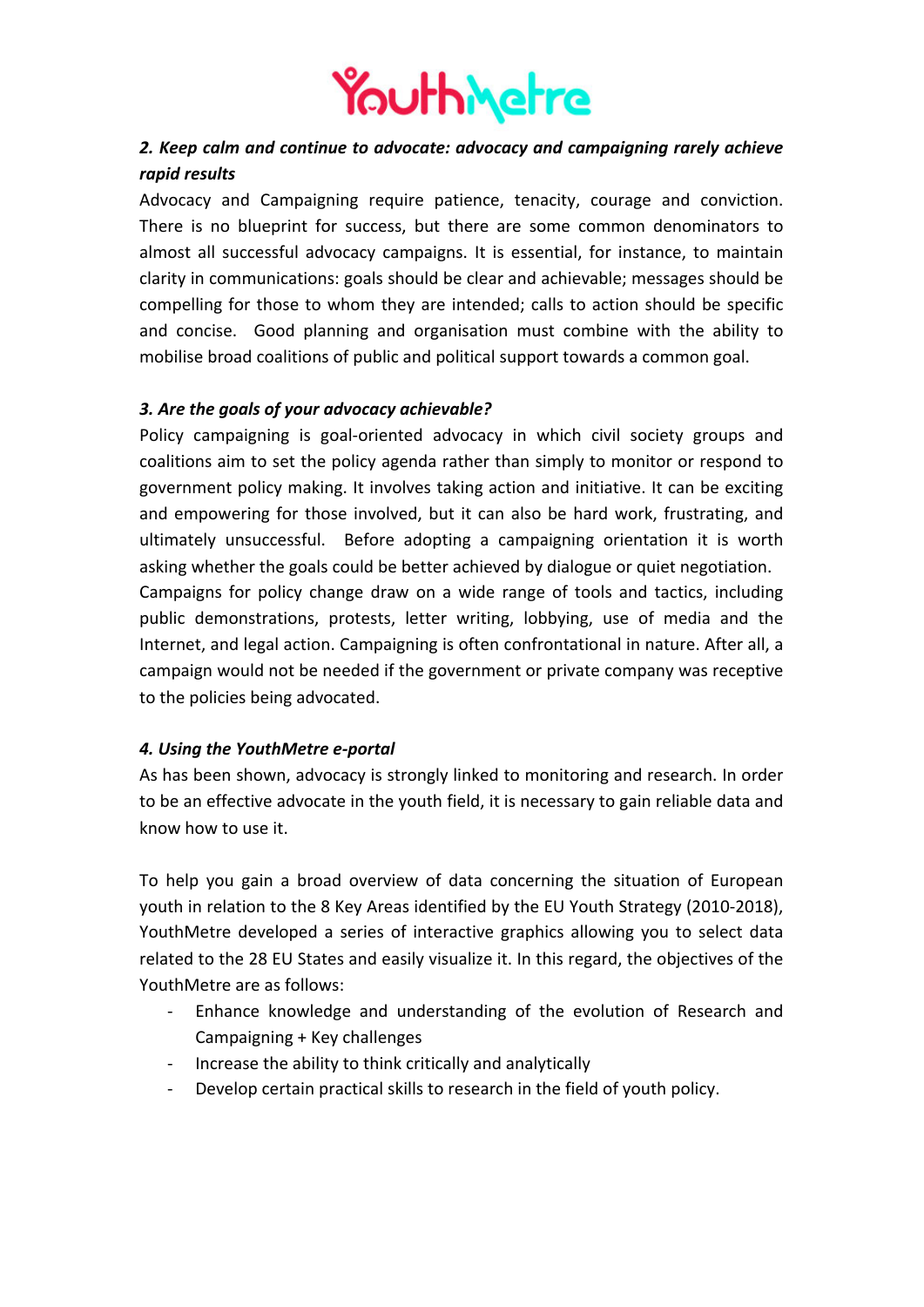### *2. Keep calm and continue to advocate: advocacy and campaigning rarely achieve rapid results*

Advocacy and Campaigning require patience, tenacity, courage and conviction. There is no blueprint for success, but there are some common denominators to almost all successful advocacy campaigns. It is essential, for instance, to maintain clarity in communications: goals should be clear and achievable; messages should be compelling for those to whom they are intended; calls to action should be specific and concise. Good planning and organisation must combine with the ability to mobilise broad coalitions of public and political support towards a common goal.

### *3. Are the goals of your advocacy achievable?*

Policy campaigning is goal-oriented advocacy in which civil society groups and coalitions aim to set the policy agenda rather than simply to monitor or respond to government policy making. It involves taking action and initiative. It can be exciting and empowering for those involved, but it can also be hard work, frustrating, and ultimately unsuccessful. Before adopting a campaigning orientation it is worth asking whether the goals could be better achieved by dialogue or quiet negotiation.
Campaigns for policy change draw on a wide range of tools and tactics, including public demonstrations, protests, letter writing, lobbying, use of media and the Internet, and legal action. Campaigning is often confrontational in nature. After all, a campaign would not be needed if the government or private company was receptive to the policies being advocated.

### *4. Using the YouthMetre e-portal*

As has been shown, advocacy is strongly linked to monitoring and research. In order to be an effective advocate in the youth field, it is necessary to gain reliable data and know how to use it.

To help you gain a broad overview of data concerning the situation of European youth in relation to the 8 Key Areas identified by the EU Youth Strategy (2010-2018), YouthMetre developed a series of interactive graphics allowing you to select data related to the 28 EU States and easily visualize it. In this regard, the objectives of the YouthMetre are as follows:

- Enhance knowledge and understanding of the evolution of Research and Campaigning + Key challenges
- Increase the ability to think critically and analytically
- Develop certain practical skills to research in the field of youth policy.